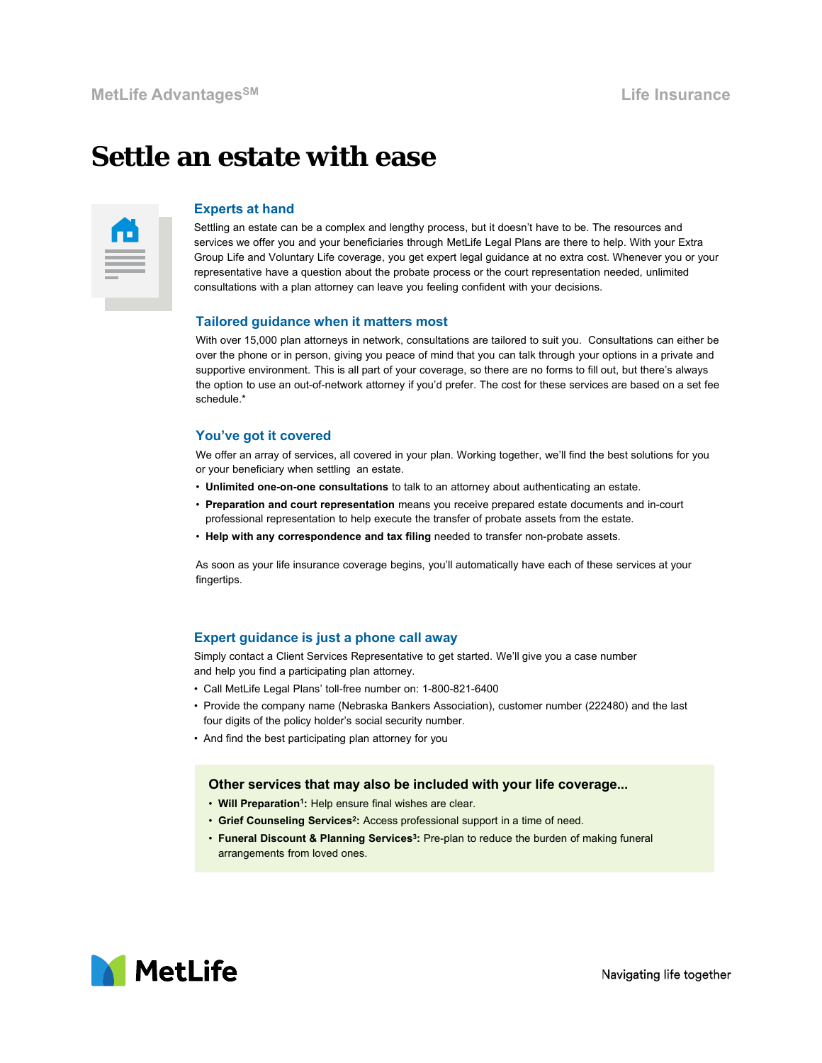MetLife Advantages[SM]

Life Insurance

# Settle an estate with ease

## Experts at hand

Settling an estate can be a complex and lengthy process, but it doesn't have to be. The resources and services we offer you and your beneficiaries through MetLife Legal Plans are there to help. With your Extra Group Life and Voluntary Life coverage, you get expert legal guidance at no extra cost. Whenever you or your representative have a question about the probate process or the court representation needed, unlimited consultations with a plan attorney can leave you feeling confident with your decisions.

## Tailored guidance when it matters most

With over 15,000 plan attorneys in network, consultations are tailored to suit you. Consultations can either be over the phone or in person, giving you peace of mind that you can talk through your options in a private and supportive environment. This is all part of your coverage, so there are no forms to fill out, but there's always the option to use an out-of-network attorney if you'd prefer. The cost for these services are based on a set fee schedule.*

## You've got it covered

We offer an array of services, all covered in your plan. Working together, we'll find the best solutions for you or your beneficiary when settling an estate.

- **Unlimited one-on-one consultations** to talk to an attorney about authenticating an estate.
- **Preparation and court representation** means you receive prepared estate documents and in-court professional representation to help execute the transfer of probate assets from the estate.
- **Help with any correspondence and tax filing** needed to transfer non-probate assets.

As soon as your life insurance coverage begins, you'll automatically have each of these services at your fingertips.

## Expert guidance is just a phone call away

Simply contact a Client Services Representative to get started. We'll give you a case number and help you find a participating plan attorney.

- Call MetLife Legal Plans' toll-free number on: 1-800-821-6400
- Provide the company name (Nebraska Bankers Association), customer number (222480) and the last four digits of the policy holder's social security number.
- And find the best participating plan attorney for you

### Other services that may also be included with your life coverage...

- **Will Preparation[1]:** Help ensure final wishes are clear.
- **Grief Counseling Services[2]:** Access professional support in a time of need.
- **Funeral Discount & Planning Services[3]:** Pre-plan to reduce the burden of making funeral arrangements from loved ones.

MetLife

Navigating life together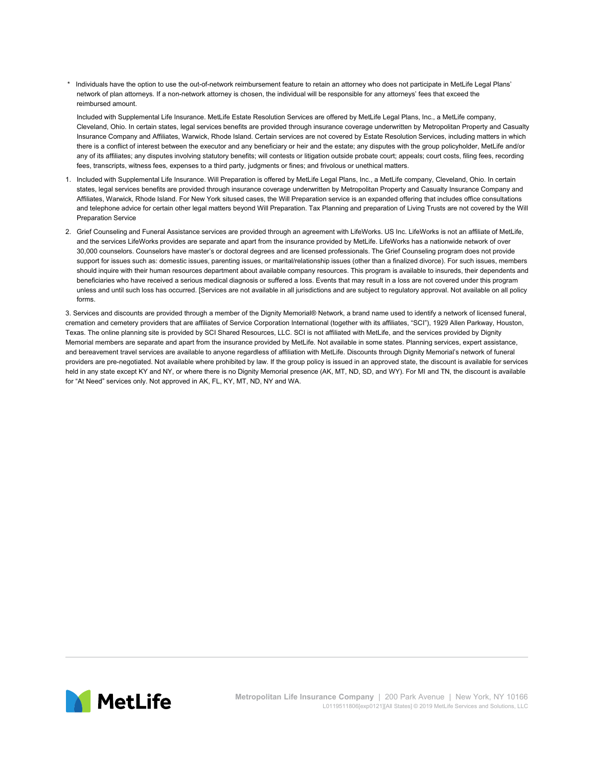\* Individuals have the option to use the out-of-network reimbursement feature to retain an attorney who does not participate in MetLife Legal Plans' network of plan attorneys. If a non-network attorney is chosen, the individual will be responsible for any attorneys' fees that exceed the reimbursed amount.

Included with Supplemental Life Insurance. MetLife Estate Resolution Services are offered by MetLife Legal Plans, Inc., a MetLife company, Cleveland, Ohio. In certain states, legal services benefits are provided through insurance coverage underwritten by Metropolitan Property and Casualty Insurance Company and Affiliates, Warwick, Rhode Island. Certain services are not covered by Estate Resolution Services, including matters in which there is a conflict of interest between the executor and any beneficiary or heir and the estate; any disputes with the group policyholder, MetLife and/or any of its affiliates; any disputes involving statutory benefits; will contests or litigation outside probate court; appeals; court costs, filing fees, recording fees, transcripts, witness fees, expenses to a third party, judgments or fines; and frivolous or unethical matters.

1. Included with Supplemental Life Insurance. Will Preparation is offered by MetLife Legal Plans, Inc., a MetLife company, Cleveland, Ohio. In certain states, legal services benefits are provided through insurance coverage underwritten by Metropolitan Property and Casualty Insurance Company and Affiliates, Warwick, Rhode Island. For New York sitused cases, the Will Preparation service is an expanded offering that includes office consultations and telephone advice for certain other legal matters beyond Will Preparation. Tax Planning and preparation of Living Trusts are not covered by the Will Preparation Service

2. Grief Counseling and Funeral Assistance services are provided through an agreement with LifeWorks. US Inc. LifeWorks is not an affiliate of MetLife, and the services LifeWorks provides are separate and apart from the insurance provided by MetLife. LifeWorks has a nationwide network of over 30,000 counselors. Counselors have master's or doctoral degrees and are licensed professionals. The Grief Counseling program does not provide support for issues such as: domestic issues, parenting issues, or marital/relationship issues (other than a finalized divorce). For such issues, members should inquire with their human resources department about available company resources. This program is available to insureds, their dependents and beneficiaries who have received a serious medical diagnosis or suffered a loss. Events that may result in a loss are not covered under this program unless and until such loss has occurred. [Services are not available in all jurisdictions and are subject to regulatory approval. Not available on all policy forms.

3. Services and discounts are provided through a member of the Dignity Memorial® Network, a brand name used to identify a network of licensed funeral, cremation and cemetery providers that are affiliates of Service Corporation International (together with its affiliates, "SCI"), 1929 Allen Parkway, Houston, Texas. The online planning site is provided by SCI Shared Resources, LLC. SCI is not affiliated with MetLife, and the services provided by Dignity Memorial members are separate and apart from the insurance provided by MetLife. Not available in some states. Planning services, expert assistance, and bereavement travel services are available to anyone regardless of affiliation with MetLife. Discounts through Dignity Memorial's network of funeral providers are pre-negotiated. Not available where prohibited by law. If the group policy is issued in an approved state, the discount is available for services held in any state except KY and NY, or where there is no Dignity Memorial presence (AK, MT, ND, SD, and WY). For MI and TN, the discount is available for "At Need" services only. Not approved in AK, FL, KY, MT, ND, NY and WA.

MetLife

**Metropolitan Life Insurance Company** | 200 Park Avenue | New York, NY 10166

L0119511806[exp0121][All States] © 2019 MetLife Services and Solutions, LLC